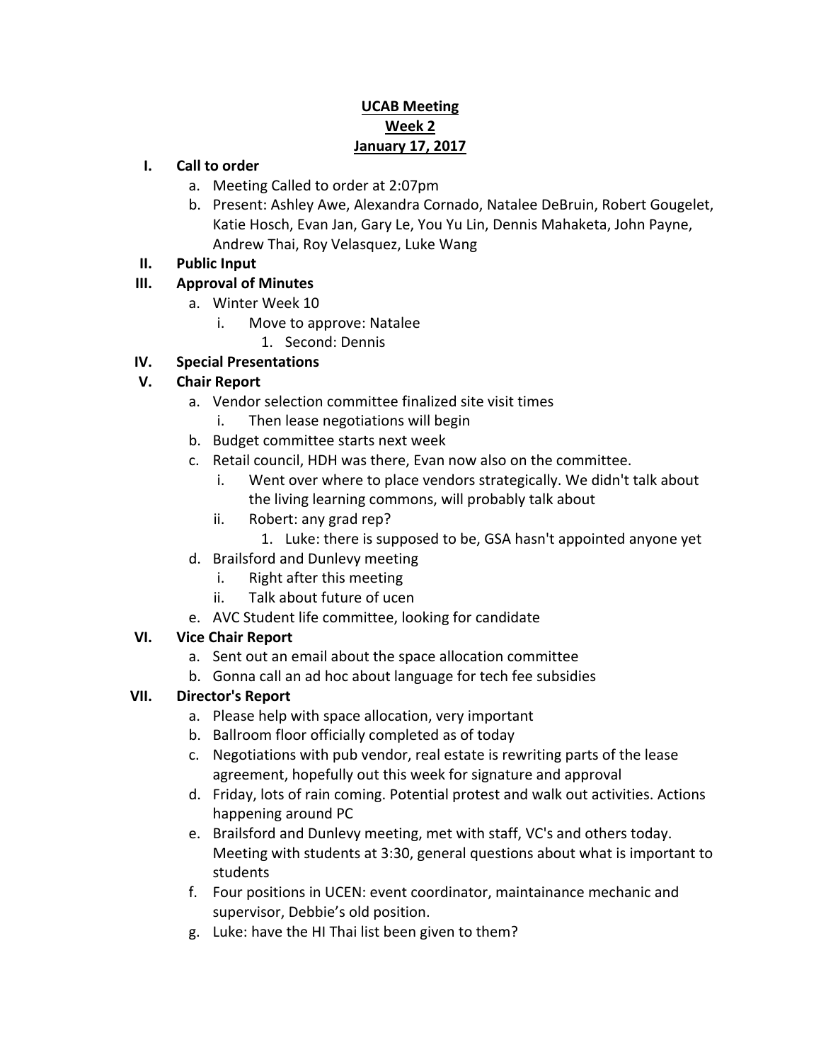# UCAB Meeting
## Week 2
## January 17, 2017

**I. Call to order**

a. Meeting Called to order at 2:07pm

b. Present: Ashley Awe, Alexandra Cornado, Natalee DeBruin, Robert Gougelet, Katie Hosch, Evan Jan, Gary Le, You Yu Lin, Dennis Mahaketa, John Payne, Andrew Thai, Roy Velasquez, Luke Wang

**II. Public Input**

**III. Approval of Minutes**

a. Winter Week 10

i. Move to approve: Natalee

1. Second: Dennis

**IV. Special Presentations**

**V. Chair Report**

a. Vendor selection committee finalized site visit times

i. Then lease negotiations will begin

b. Budget committee starts next week

c. Retail council, HDH was there, Evan now also on the committee.

i. Went over where to place vendors strategically. We didn't talk about the living learning commons, will probably talk about

ii. Robert: any grad rep?

1. Luke: there is supposed to be, GSA hasn't appointed anyone yet

d. Brailsford and Dunlevy meeting

i. Right after this meeting

ii. Talk about future of ucen

e. AVC Student life committee, looking for candidate

**VI. Vice Chair Report**

a. Sent out an email about the space allocation committee

b. Gonna call an ad hoc about language for tech fee subsidies

**VII. Director's Report**

a. Please help with space allocation, very important

b. Ballroom floor officially completed as of today

c. Negotiations with pub vendor, real estate is rewriting parts of the lease agreement, hopefully out this week for signature and approval

d. Friday, lots of rain coming. Potential protest and walk out activities. Actions happening around PC

e. Brailsford and Dunlevy meeting, met with staff, VC's and others today. Meeting with students at 3:30, general questions about what is important to students

f. Four positions in UCEN: event coordinator, maintainance mechanic and supervisor, Debbie's old position.

g. Luke: have the HI Thai list been given to them?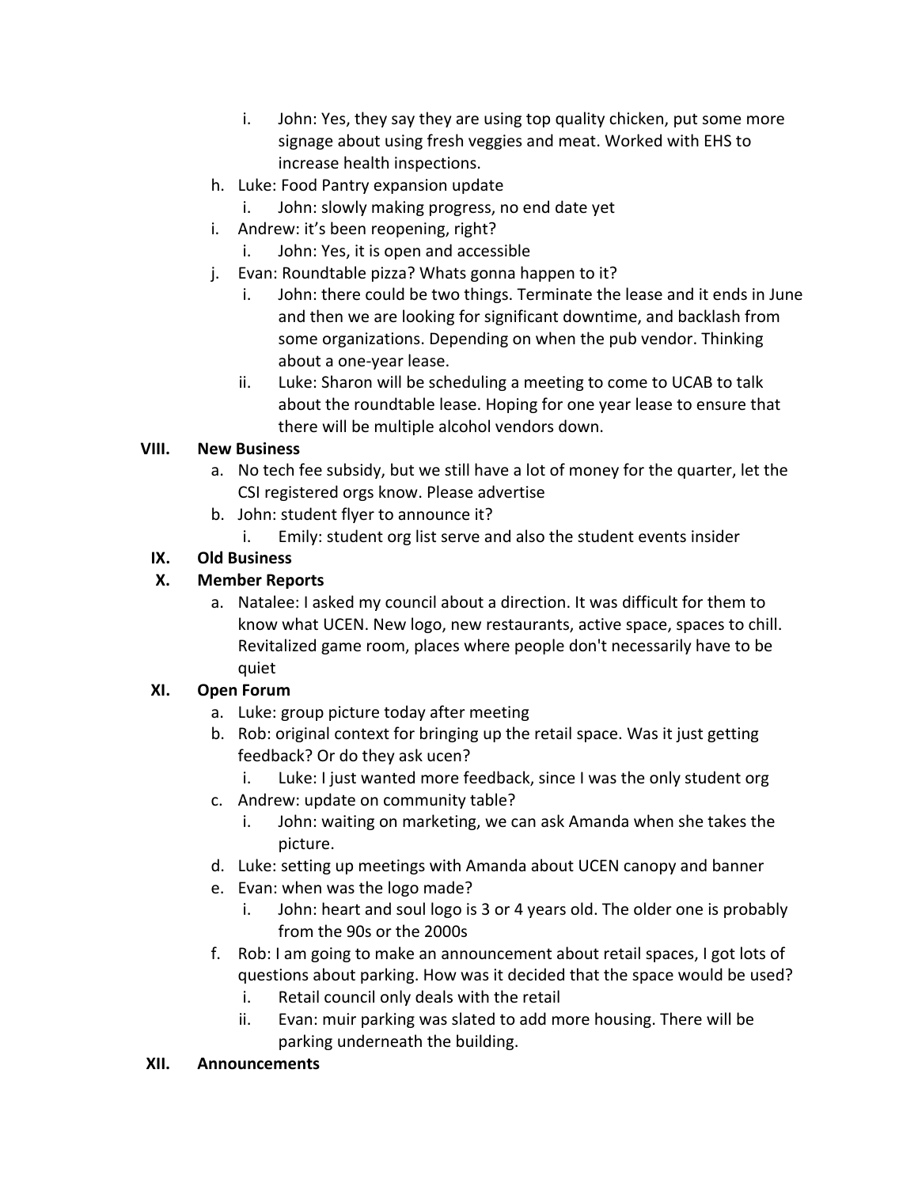i. John: Yes, they say they are using top quality chicken, put some more signage about using fresh veggies and meat. Worked with EHS to increase health inspections.

    h. Luke: Food Pantry expansion update
        i. John: slowly making progress, no end date yet
    i. Andrew: it's been reopening, right?
        i. John: Yes, it is open and accessible
    j. Evan: Roundtable pizza? Whats gonna happen to it?
        i. John: there could be two things. Terminate the lease and it ends in June and then we are looking for significant downtime, and backlash from some organizations. Depending on when the pub vendor. Thinking about a one-year lease.
        ii. Luke: Sharon will be scheduling a meeting to come to UCAB to talk about the roundtable lease. Hoping for one year lease to ensure that there will be multiple alcohol vendors down.

**VIII. New Business**

a. No tech fee subsidy, but we still have a lot of money for the quarter, let the CSI registered orgs know. Please advertise
b. John: student flyer to announce it?
    i. Emily: student org list serve and also the student events insider

**IX. Old Business**

**X. Member Reports**

a. Natalee: I asked my council about a direction. It was difficult for them to know what UCEN. New logo, new restaurants, active space, spaces to chill. Revitalized game room, places where people don't necessarily have to be quiet

**XI. Open Forum**

a. Luke: group picture today after meeting
b. Rob: original context for bringing up the retail space. Was it just getting feedback? Or do they ask ucen?
    i. Luke: I just wanted more feedback, since I was the only student org
c. Andrew: update on community table?
    i. John: waiting on marketing, we can ask Amanda when she takes the picture.
d. Luke: setting up meetings with Amanda about UCEN canopy and banner
e. Evan: when was the logo made?
    i. John: heart and soul logo is 3 or 4 years old. The older one is probably from the 90s or the 2000s
f. Rob: I am going to make an announcement about retail spaces, I got lots of questions about parking. How was it decided that the space would be used?
    i. Retail council only deals with the retail
    ii. Evan: muir parking was slated to add more housing. There will be parking underneath the building.

**XII. Announcements**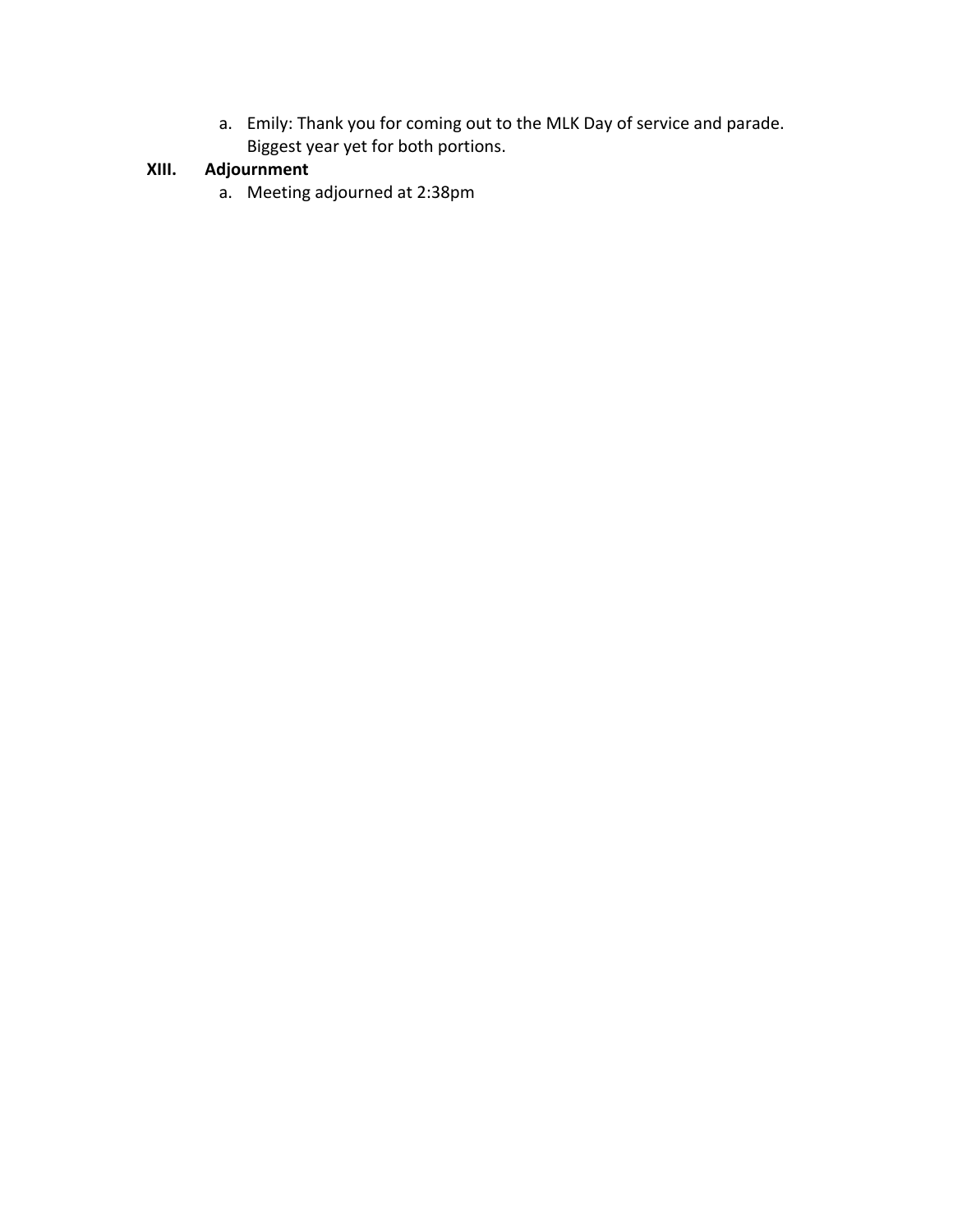a. Emily: Thank you for coming out to the MLK Day of service and parade. Biggest year yet for both portions.

**XIII. Adjournment**

   a. Meeting adjourned at 2:38pm